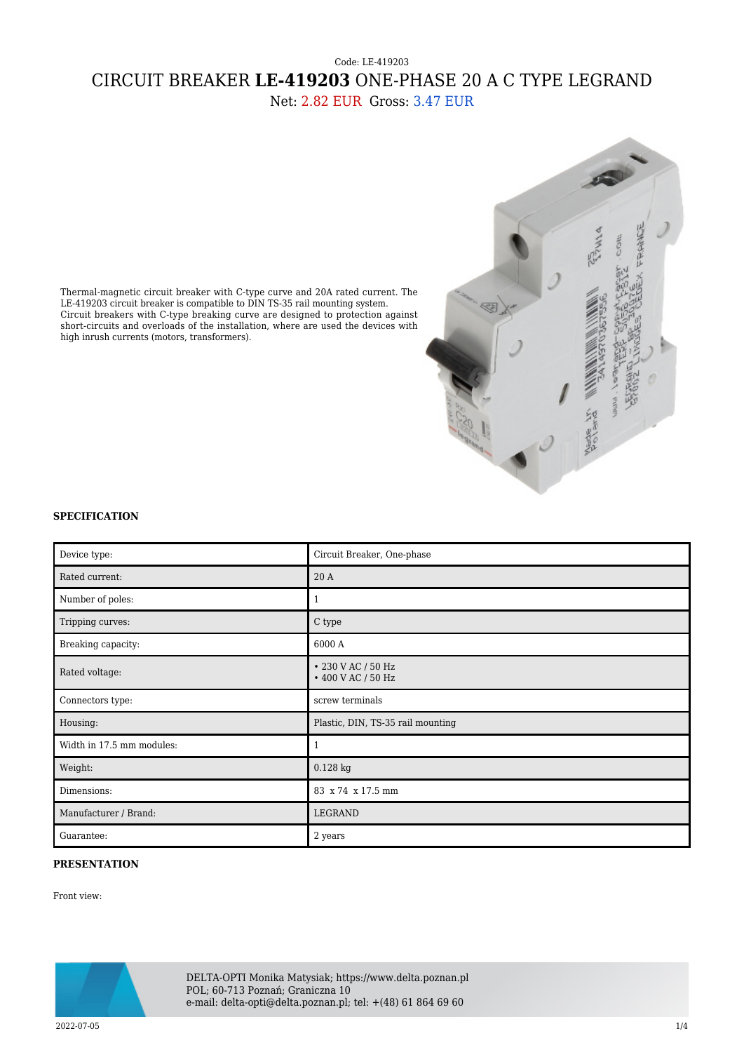Code: LE-419203

# CIRCUIT BREAKER **LE-419203** ONE-PHASE 20 A C TYPE LEGRAND

Net: 2.82 EUR Gross: 3.47 EUR

Thermal-magnetic circuit breaker with C-type curve and 20A rated current. The LE-419203 circuit breaker is compatible to DIN TS-35 rail mounting system. Circuit breakers with C-type breaking curve are designed to protection against short-circuits and overloads of the installation, where are used the devices with high inrush currents (motors, transformers).

## SPECIFICATION

| | |
|---|---|
| Device type: | Circuit Breaker, One-phase |
| Rated current: | 20 A |
| Number of poles: | 1 |
| Tripping curves: | C type |
| Breaking capacity: | 6000 A |
| Rated voltage: | • 230 V AC / 50 Hz<br>• 400 V AC / 50 Hz |
| Connectors type: | screw terminals |
| Housing: | Plastic, DIN, TS-35 rail mounting |
| Width in 17.5 mm modules: | 1 |
| Weight: | 0.128 kg |
| Dimensions: | 83 x 74 x 17.5 mm |
| Manufacturer / Brand: | LEGRAND |
| Guarantee: | 2 years |

## PRESENTATION

Front view: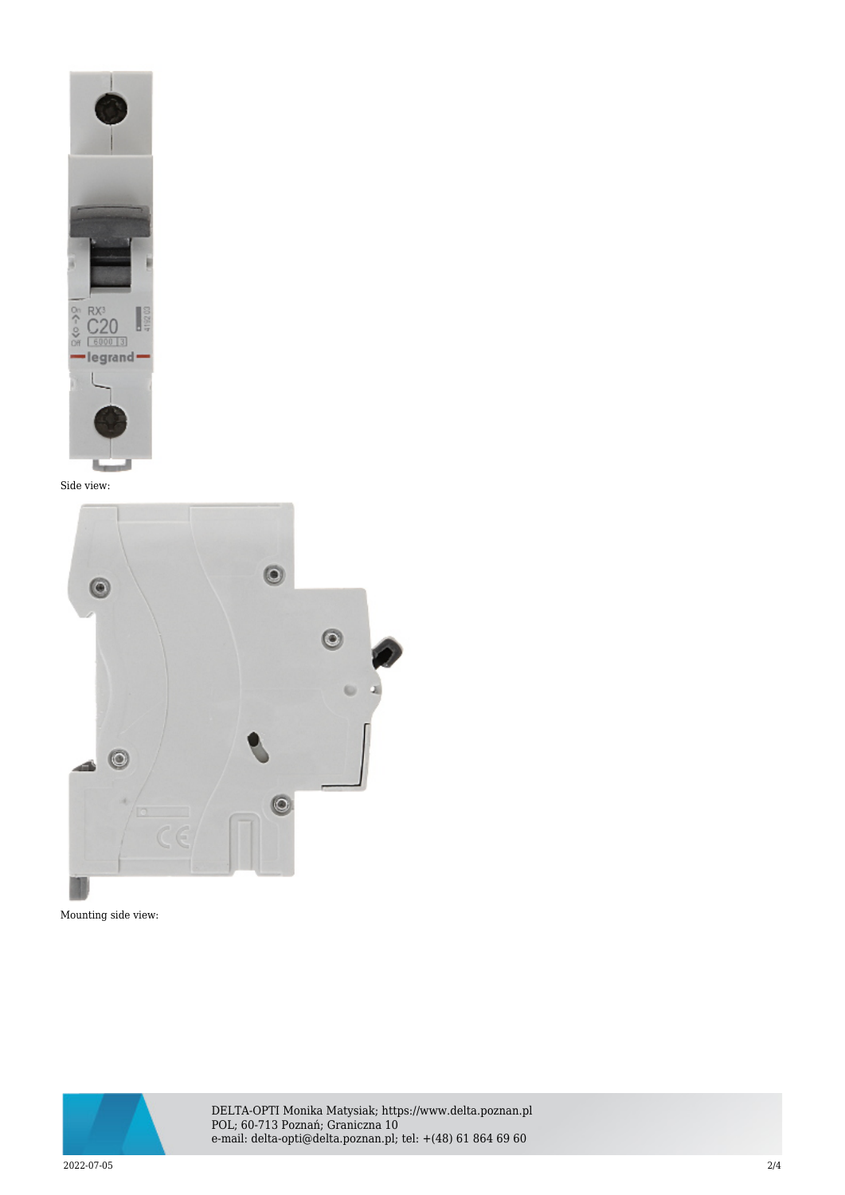Side view:

Mounting side view: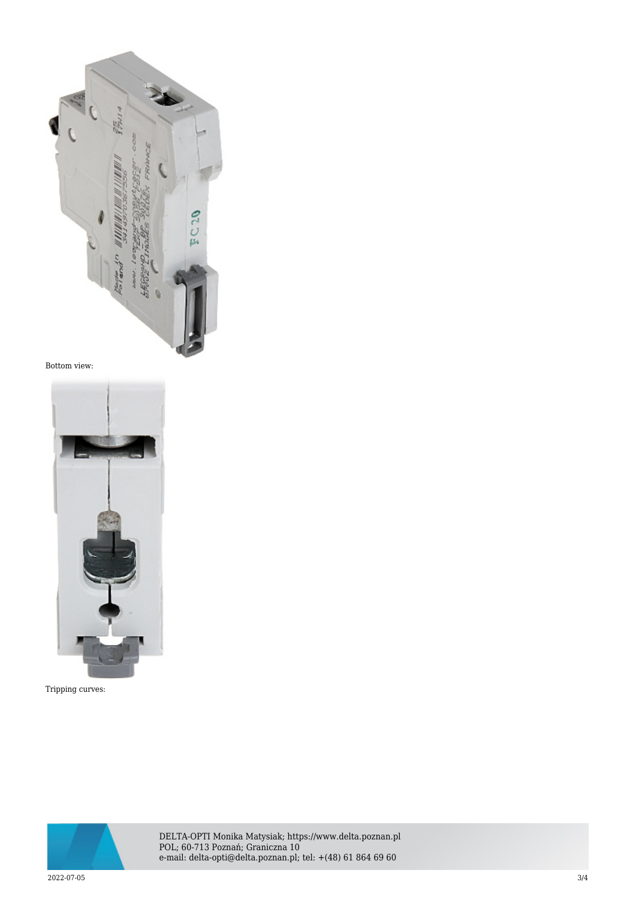Bottom view:

Tripping curves: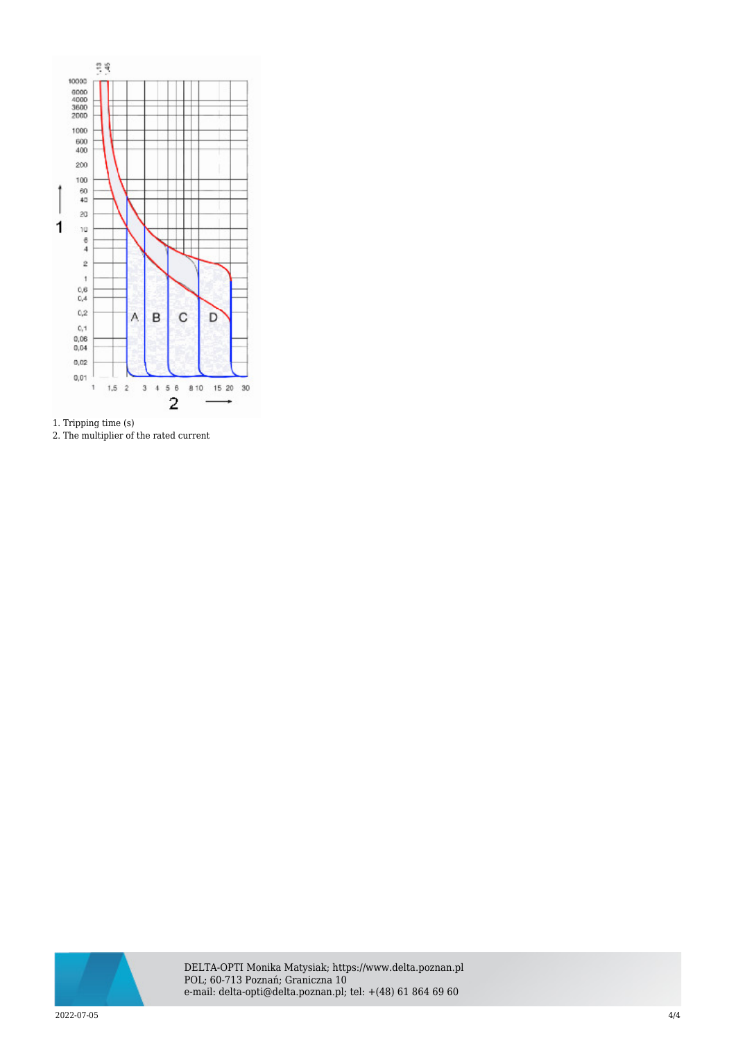1,13
1,45

10000
6000
4000
3600
2000
1000
600
400
200
100
60
40
20
10
6
4
2
1
0,6
0,4
0,2
0,1
0,06
0,04
0,02
0,01

1

A B C D

1 1,5 2 3 4 5 6 8 10 15 20 30

2

1. Tripping time (s)
2. The multiplier of the rated current

DELTA-OPTI Monika Matysiak; https://www.delta.poznan.pl
POL; 60-713 Poznań; Graniczna 10
e-mail: delta-opti@delta.poznan.pl; tel: +(48) 61 864 69 60

2022-07-05